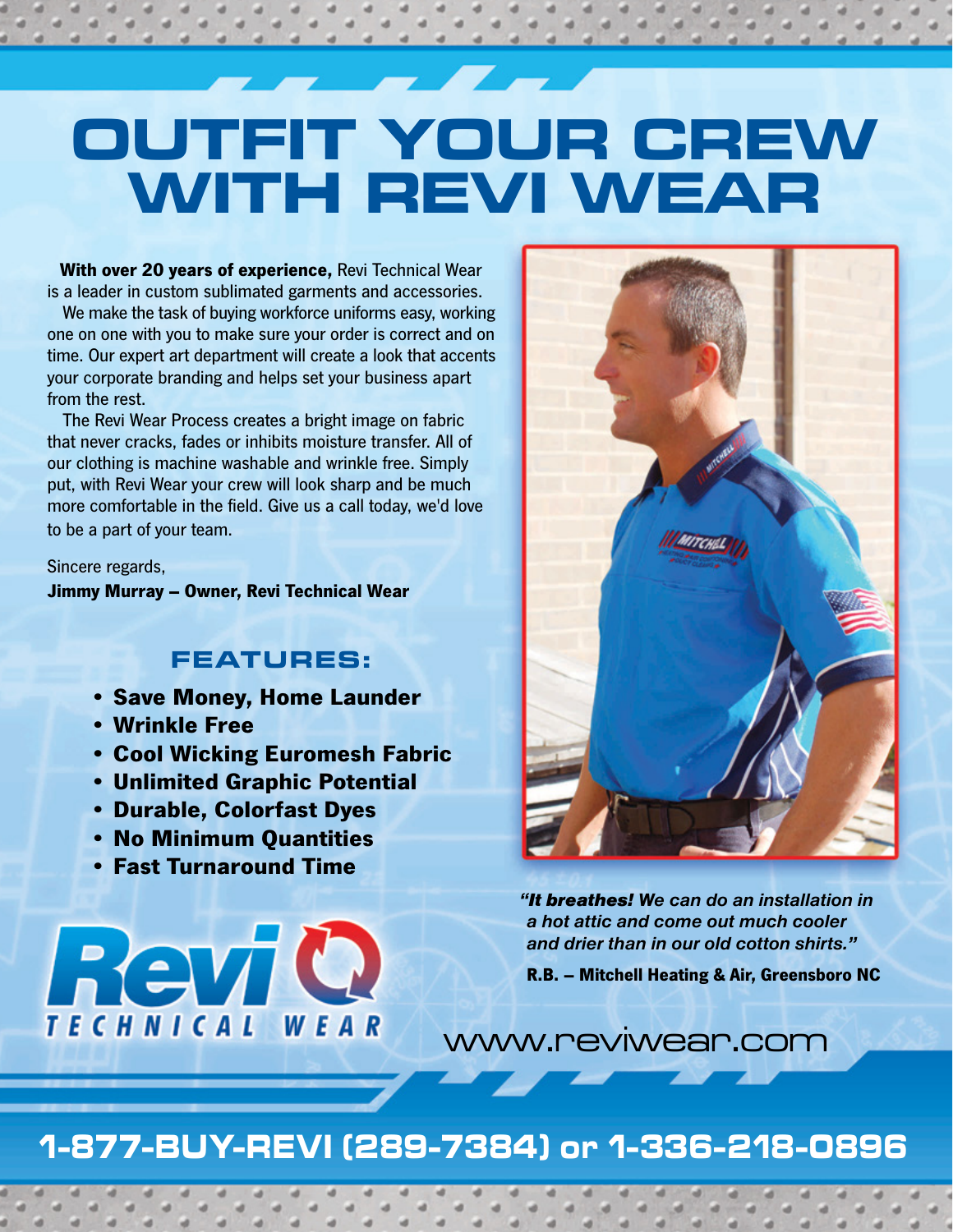# OUTFIT YOUR CREW WITH REVI WEAR

**With over 20 years of experience,** Revi Technical Wear is a leader in custom sublimated garments and accessories.

We make the task of buying workforce uniforms easy, working one on one with you to make sure your order is correct and on time. Our expert art department will create a look that accents your corporate branding and helps set your business apart from the rest.

The Revi Wear Process creates a bright image on fabric that never cracks, fades or inhibits moisture transfer. All of our clothing is machine washable and wrinkle free. Simply put, with Revi Wear your crew will look sharp and be much more comfortable in the field. Give us a call today, we'd love to be a part of your team.

Sincere regards,
**Jimmy Murray – Owner, Revi Technical Wear**

## FEATURES:

- **Save Money, Home Launder**
- **Wrinkle Free**
- **Cool Wicking Euromesh Fabric**
- **Unlimited Graphic Potential**
- **Durable, Colorfast Dyes**
- **No Minimum Quantities**
- **Fast Turnaround Time**

*"**It breathes!** We can do an installation in a hot attic and come out much cooler and drier than in our old cotton shirts."*

**R.B. – Mitchell Heating & Air, Greensboro NC**

Revi TECHNICAL WEAR

www.reviwear.com

**1-877-BUY-REVI (289-7384) or 1-336-218-0896**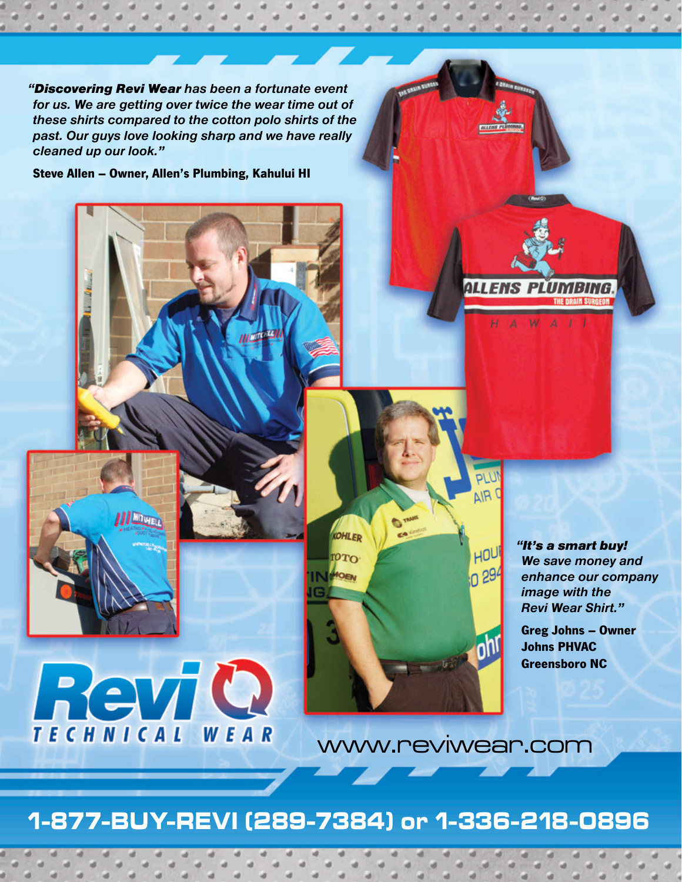*"**Discovering Revi Wear** has been a fortunate event for us. We are getting over twice the wear time out of these shirts compared to the cotton polo shirts of the past. Our guys love looking sharp and we have really cleaned up our look."*

**Steve Allen – Owner, Allen's Plumbing, Kahului HI**

*"**It's a smart buy!** We save money and enhance our company image with the Revi Wear Shirt."*

**Greg Johns – Owner**
**Johns PHVAC**
**Greensboro NC**

**Revi TECHNICAL WEAR**

www.reviwear.com

**1-877-BUY-REVI (289-7384) or 1-336-218-0896**